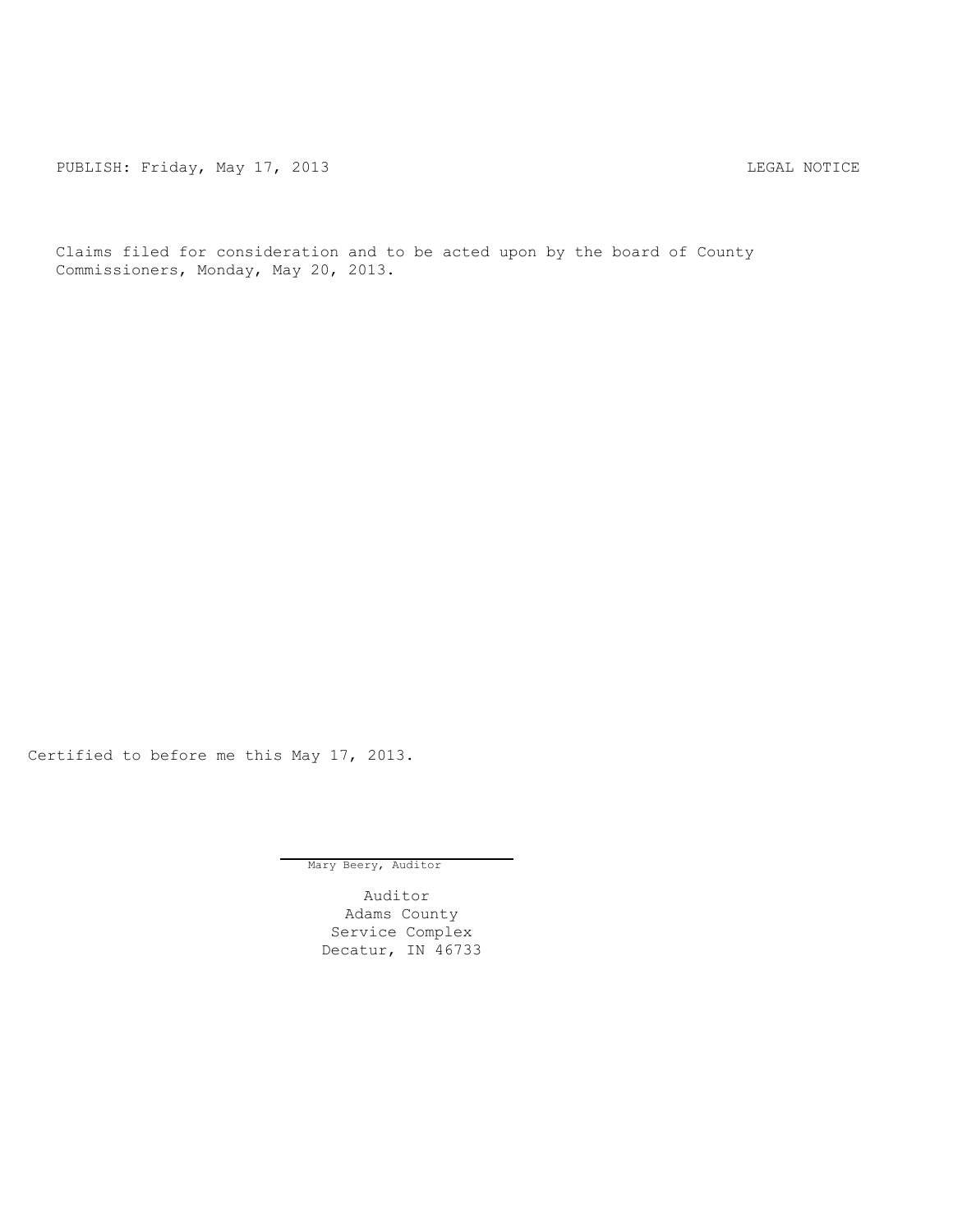PUBLISH: Friday, May 17, 2013 LEGAL NOTICE

Claims filed for consideration and to be acted upon by the board of County Commissioners, Monday, May 20, 2013.

Certified to before me this May 17, 2013.

Mary Beery, Auditor

Auditor
Adams County
Service Complex
Decatur, IN 46733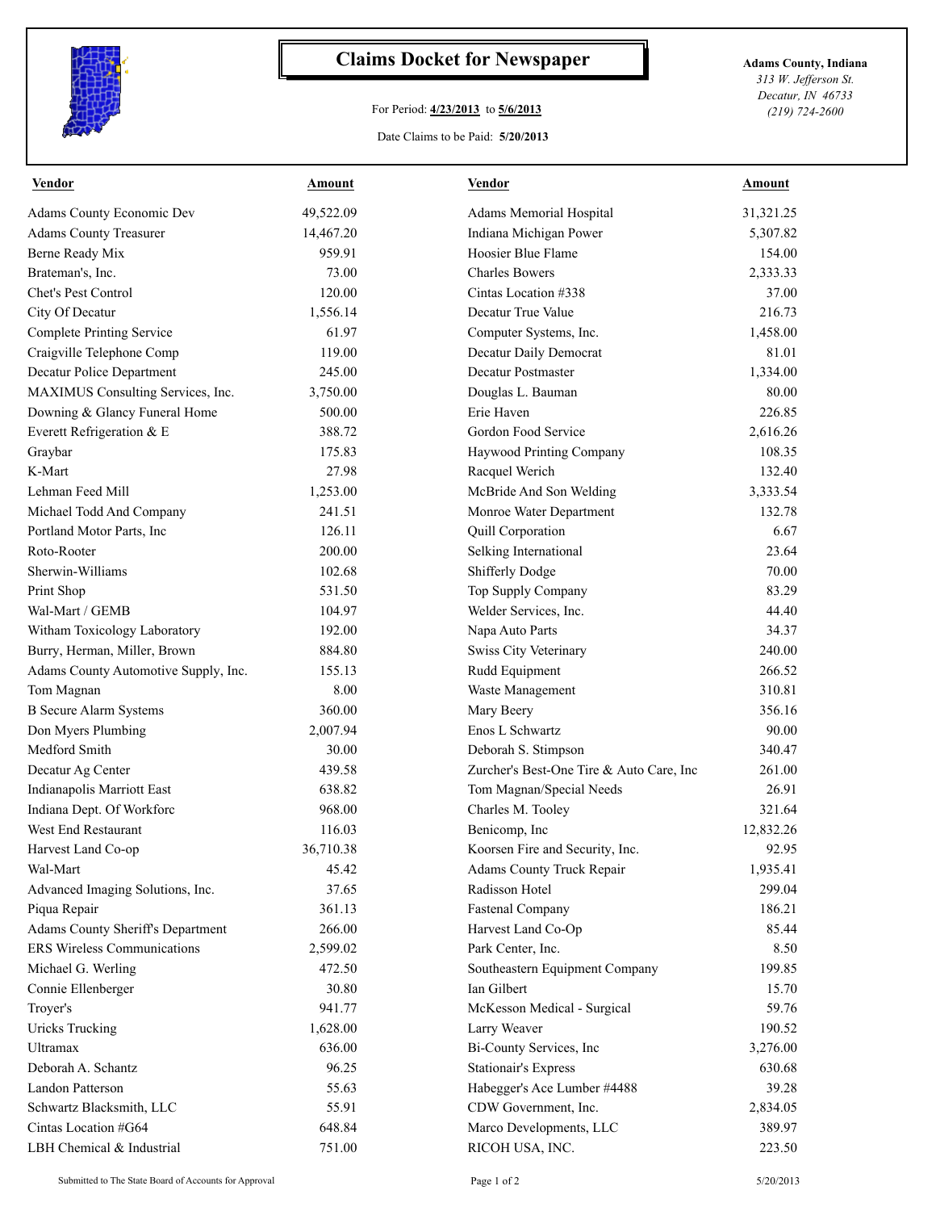# Claims Docket for Newspaper

**Adams County, Indiana**
*313 W. Jefferson St.*
*Decatur, IN 46733*
*(219) 724-2600*

For Period: **4/23/2013** to **5/6/2013**

Date Claims to be Paid: **5/20/2013**

| Vendor | Amount | Vendor | Amount |
|---|---|---|---|
| Adams County Economic Dev | 49,522.09 | Adams Memorial Hospital | 31,321.25 |
| Adams County Treasurer | 14,467.20 | Indiana Michigan Power | 5,307.82 |
| Berne Ready Mix | 959.91 | Hoosier Blue Flame | 154.00 |
| Brateman's, Inc. | 73.00 | Charles Bowers | 2,333.33 |
| Chet's Pest Control | 120.00 | Cintas Location #338 | 37.00 |
| City Of Decatur | 1,556.14 | Decatur True Value | 216.73 |
| Complete Printing Service | 61.97 | Computer Systems, Inc. | 1,458.00 |
| Craigville Telephone Comp | 119.00 | Decatur Daily Democrat | 81.01 |
| Decatur Police Department | 245.00 | Decatur Postmaster | 1,334.00 |
| MAXIMUS Consulting Services, Inc. | 3,750.00 | Douglas L. Bauman | 80.00 |
| Downing & Glancy Funeral Home | 500.00 | Erie Haven | 226.85 |
| Everett Refrigeration & E | 388.72 | Gordon Food Service | 2,616.26 |
| Graybar | 175.83 | Haywood Printing Company | 108.35 |
| K-Mart | 27.98 | Racquel Werich | 132.40 |
| Lehman Feed Mill | 1,253.00 | McBride And Son Welding | 3,333.54 |
| Michael Todd And Company | 241.51 | Monroe Water Department | 132.78 |
| Portland Motor Parts, Inc | 126.11 | Quill Corporation | 6.67 |
| Roto-Rooter | 200.00 | Selking International | 23.64 |
| Sherwin-Williams | 102.68 | Shifferly Dodge | 70.00 |
| Print Shop | 531.50 | Top Supply Company | 83.29 |
| Wal-Mart / GEMB | 104.97 | Welder Services, Inc. | 44.40 |
| Witham Toxicology Laboratory | 192.00 | Napa Auto Parts | 34.37 |
| Burry, Herman, Miller, Brown | 884.80 | Swiss City Veterinary | 240.00 |
| Adams County Automotive Supply, Inc. | 155.13 | Rudd Equipment | 266.52 |
| Tom Magnan | 8.00 | Waste Management | 310.81 |
| B Secure Alarm Systems | 360.00 | Mary Beery | 356.16 |
| Don Myers Plumbing | 2,007.94 | Enos L Schwartz | 90.00 |
| Medford Smith | 30.00 | Deborah S. Stimpson | 340.47 |
| Decatur Ag Center | 439.58 | Zurcher's Best-One Tire & Auto Care, Inc | 261.00 |
| Indianapolis Marriott East | 638.82 | Tom Magnan/Special Needs | 26.91 |
| Indiana Dept. Of Workforc | 968.00 | Charles M. Tooley | 321.64 |
| West End Restaurant | 116.03 | Benicomp, Inc | 12,832.26 |
| Harvest Land Co-op | 36,710.38 | Koorsen Fire and Security, Inc. | 92.95 |
| Wal-Mart | 45.42 | Adams County Truck Repair | 1,935.41 |
| Advanced Imaging Solutions, Inc. | 37.65 | Radisson Hotel | 299.04 |
| Piqua Repair | 361.13 | Fastenal Company | 186.21 |
| Adams County Sheriff's Department | 266.00 | Harvest Land Co-Op | 85.44 |
| ERS Wireless Communications | 2,599.02 | Park Center, Inc. | 8.50 |
| Michael G. Werling | 472.50 | Southeastern Equipment Company | 199.85 |
| Connie Ellenberger | 30.80 | Ian Gilbert | 15.70 |
| Troyer's | 941.77 | McKesson Medical - Surgical | 59.76 |
| Uricks Trucking | 1,628.00 | Larry Weaver | 190.52 |
| Ultramax | 636.00 | Bi-County Services, Inc | 3,276.00 |
| Deborah A. Schantz | 96.25 | Stationair's Express | 630.68 |
| Landon Patterson | 55.63 | Habegger's Ace Lumber #4488 | 39.28 |
| Schwartz Blacksmith, LLC | 55.91 | CDW Government, Inc. | 2,834.05 |
| Cintas Location #G64 | 648.84 | Marco Developments, LLC | 389.97 |
| LBH Chemical & Industrial | 751.00 | RICOH USA, INC. | 223.50 |

Submitted to The State Board of Accounts for Approval

5/20/2013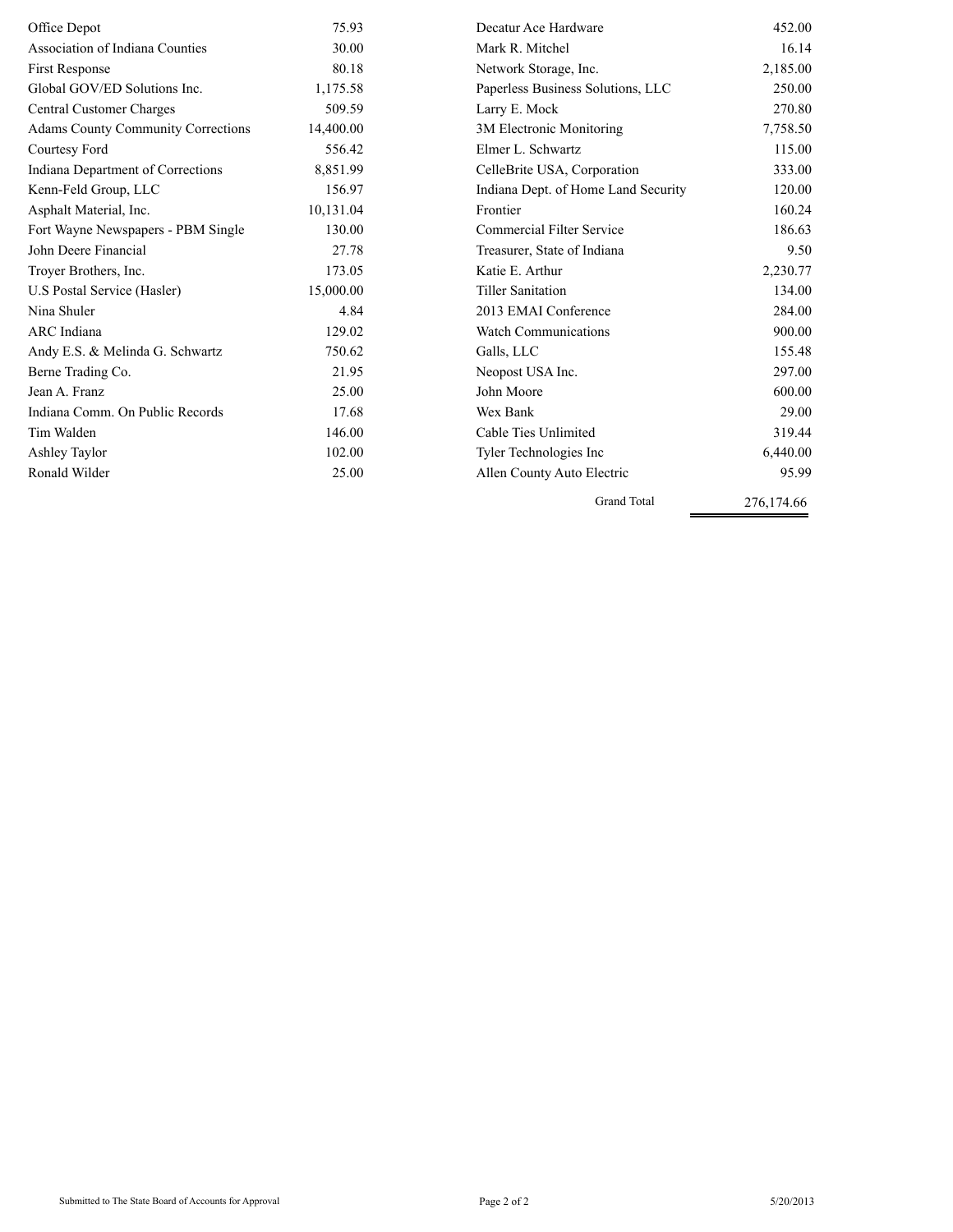| | |
|---|---|
| Office Depot | 75.93 |
| Association of Indiana Counties | 30.00 |
| First Response | 80.18 |
| Global GOV/ED Solutions Inc. | 1,175.58 |
| Central Customer Charges | 509.59 |
| Adams County Community Corrections | 14,400.00 |
| Courtesy Ford | 556.42 |
| Indiana Department of Corrections | 8,851.99 |
| Kenn-Feld Group, LLC | 156.97 |
| Asphalt Material, Inc. | 10,131.04 |
| Fort Wayne Newspapers - PBM Single | 130.00 |
| John Deere Financial | 27.78 |
| Troyer Brothers, Inc. | 173.05 |
| U.S Postal Service (Hasler) | 15,000.00 |
| Nina Shuler | 4.84 |
| ARC Indiana | 129.02 |
| Andy E.S. & Melinda G. Schwartz | 750.62 |
| Berne Trading Co. | 21.95 |
| Jean A. Franz | 25.00 |
| Indiana Comm. On Public Records | 17.68 |
| Tim Walden | 146.00 |
| Ashley Taylor | 102.00 |
| Ronald Wilder | 25.00 |
| Decatur Ace Hardware | 452.00 |
| Mark R. Mitchel | 16.14 |
| Network Storage, Inc. | 2,185.00 |
| Paperless Business Solutions, LLC | 250.00 |
| Larry E. Mock | 270.80 |
| 3M Electronic Monitoring | 7,758.50 |
| Elmer L. Schwartz | 115.00 |
| CelleBrite USA, Corporation | 333.00 |
| Indiana Dept. of Home Land Security | 120.00 |
| Frontier | 160.24 |
| Commercial Filter Service | 186.63 |
| Treasurer, State of Indiana | 9.50 |
| Katie E. Arthur | 2,230.77 |
| Tiller Sanitation | 134.00 |
| 2013 EMAI Conference | 284.00 |
| Watch Communications | 900.00 |
| Galls, LLC | 155.48 |
| Neopost USA Inc. | 297.00 |
| John Moore | 600.00 |
| Wex Bank | 29.00 |
| Cable Ties Unlimited | 319.44 |
| Tyler Technologies Inc | 6,440.00 |
| Allen County Auto Electric | 95.99 |
| Grand Total | 276,174.66 |

Submitted to The State Board of Accounts for Approval

5/20/2013